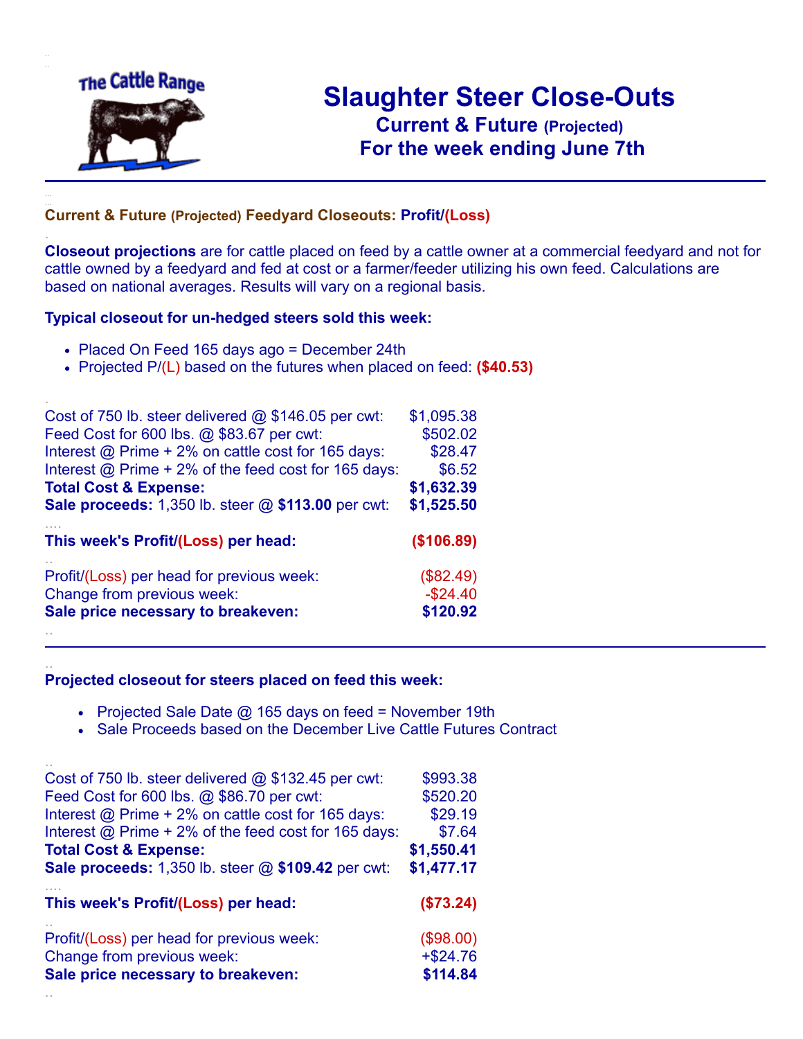The Cattle Range

# Slaughter Steer Close-Outs

## Current & Future (Projected)

## For the week ending June 7th

### Current & Future (Projected) Feedyard Closeouts: Profit/(Loss)

**Closeout projections** are for cattle placed on feed by a cattle owner at a commercial feedyard and not for cattle owned by a feedyard and fed at cost or a farmer/feeder utilizing his own feed. Calculations are based on national averages. Results will vary on a regional basis.

**Typical closeout for un-hedged steers sold this week:**

- Placed On Feed 165 days ago = December 24th
- Projected P/(L) based on the futures when placed on feed: **($40.53)**

| | |
|---|---:|
| Cost of 750 lb. steer delivered @ $146.05 per cwt: | $1,095.38 |
| Feed Cost for 600 lbs. @ $83.67 per cwt: | $502.02 |
| Interest @ Prime + 2% on cattle cost for 165 days: | $28.47 |
| Interest @ Prime + 2% of the feed cost for 165 days: | $6.52 |
| **Total Cost & Expense:** | **$1,632.39** |
| **Sale proceeds:** 1,350 lb. steer @ **$113.00** per cwt: | **$1,525.50** |
| **This week's Profit/(Loss) per head:** | **($106.89)** |
| Profit/(Loss) per head for previous week: | ($82.49) |
| Change from previous week: | -$24.40 |
| **Sale price necessary to breakeven:** | **$120.92** |

**Projected closeout for steers placed on feed this week:**

- Projected Sale Date @ 165 days on feed = November 19th
- Sale Proceeds based on the December Live Cattle Futures Contract

| | |
|---|---:|
| Cost of 750 lb. steer delivered @ $132.45 per cwt: | $993.38 |
| Feed Cost for 600 lbs. @ $86.70 per cwt: | $520.20 |
| Interest @ Prime + 2% on cattle cost for 165 days: | $29.19 |
| Interest @ Prime + 2% of the feed cost for 165 days: | $7.64 |
| **Total Cost & Expense:** | **$1,550.41** |
| **Sale proceeds:** 1,350 lb. steer @ **$109.42** per cwt: | **$1,477.17** |
| **This week's Profit/(Loss) per head:** | **($73.24)** |
| Profit/(Loss) per head for previous week: | ($98.00) |
| Change from previous week: | +$24.76 |
| **Sale price necessary to breakeven:** | **$114.84** |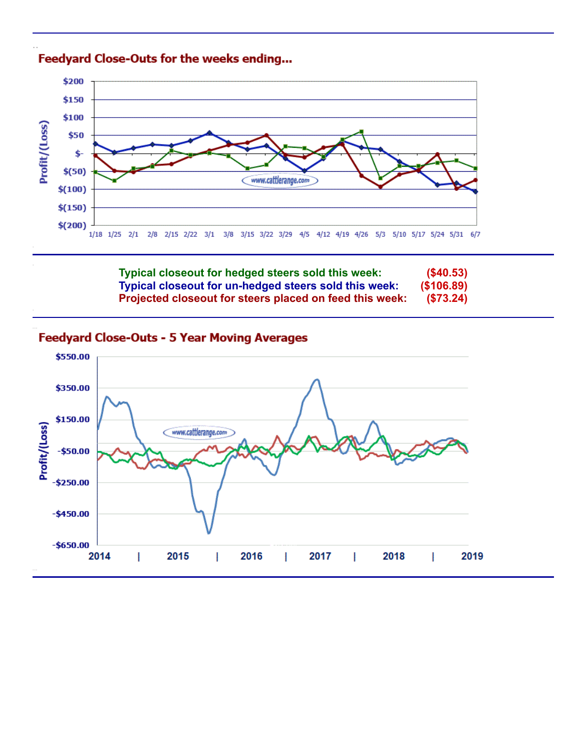## Feedyard Close-Outs for the weeks ending...

$200
$150
$100
$50
$-
$(50)
$(100)
$(150)
$(200)

Profit/(Loss)

1/18 1/25 2/1 2/8 2/15 2/22 3/1 3/8 3/15 3/22 3/29 4/5 4/12 4/19 4/26 5/3 5/10 5/17 5/24 5/31 6/7

www.cattlerange.com

Typical closeout for hedged steers sold this week: ($40.53)
Typical closeout for un-hedged steers sold this week: ($106.89)
Projected closeout for steers placed on feed this week: ($73.24)

## Feedyard Close-Outs - 5 Year Moving Averages

$550.00
$350.00
$150.00
-$50.00
-$250.00
-$450.00
-$650.00

Profit/(Loss)

2014 | 2015 | 2016 | 2017 | 2018 | 2019

www.cattlerange.com